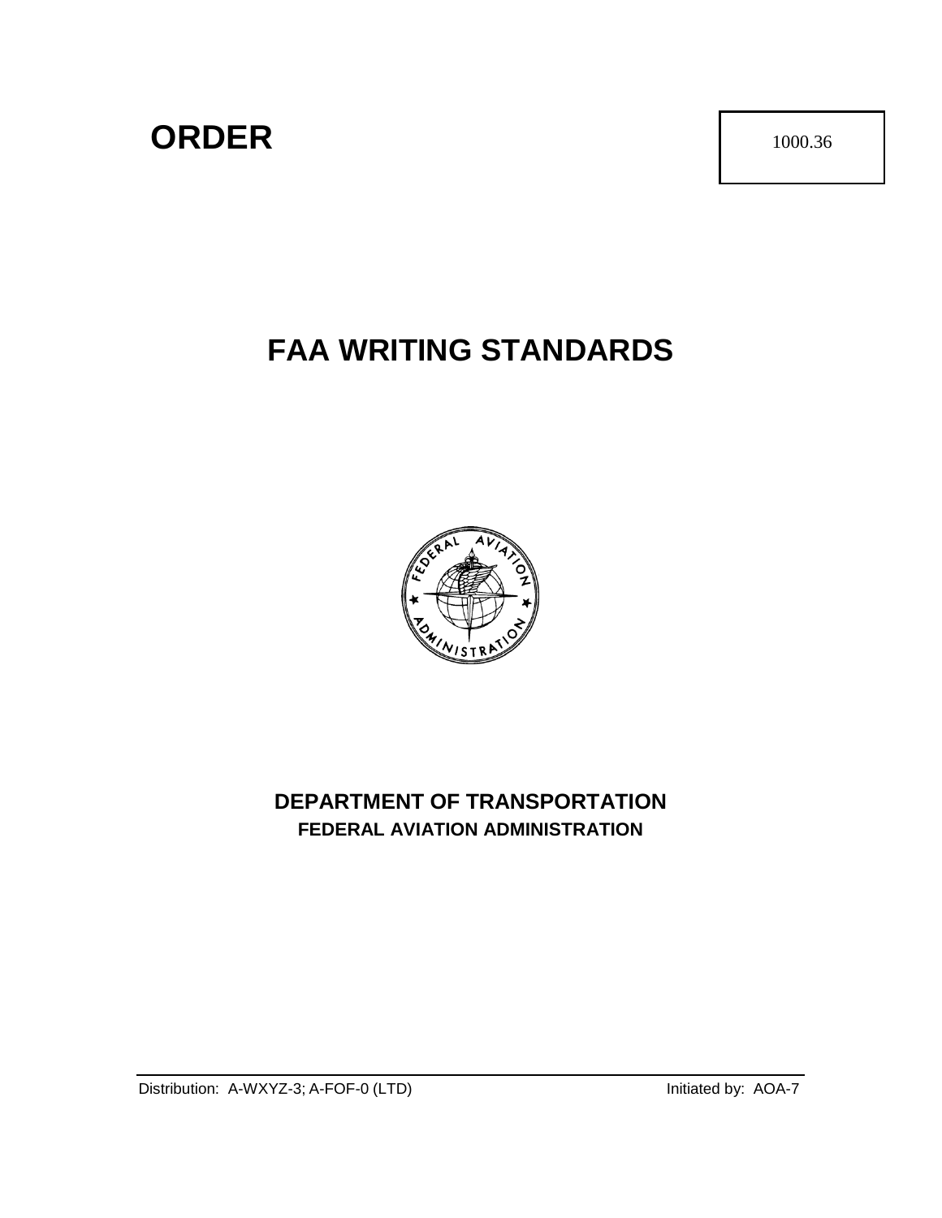# ORDER

1000.36

# FAA WRITING STANDARDS

**DEPARTMENT OF TRANSPORTATION**
**FEDERAL AVIATION ADMINISTRATION**

Distribution: A-WXYZ-3; A-FOF-0 (LTD)

Initiated by: AOA-7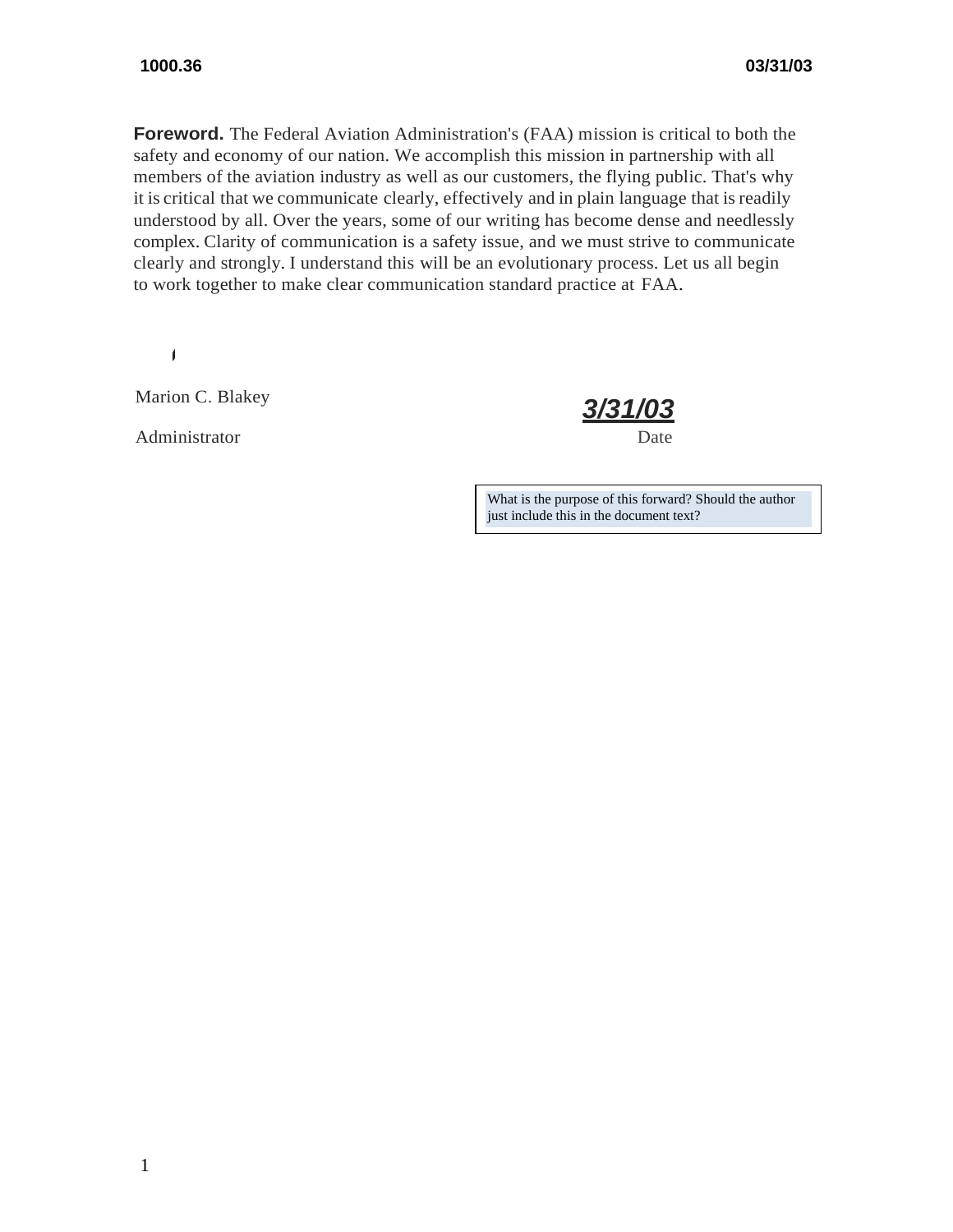**Foreword.** The Federal Aviation Administration's (FAA) mission is critical to both the safety and economy of our nation. We accomplish this mission in partnership with all members of the aviation industry as well as our customers, the flying public. That's why it is critical that we communicate clearly, effectively and in plain language that is readily understood by all. Over the years, some of our writing has become dense and needlessly complex. Clarity of communication is a safety issue, and we must strive to communicate clearly and strongly. I understand this will be an evolutionary process. Let us all begin to work together to make clear communication standard practice at FAA.

Marion C. Blakey

Administrator

***3/31/03***

Date

> What is the purpose of this forward? Should the author just include this in the document text?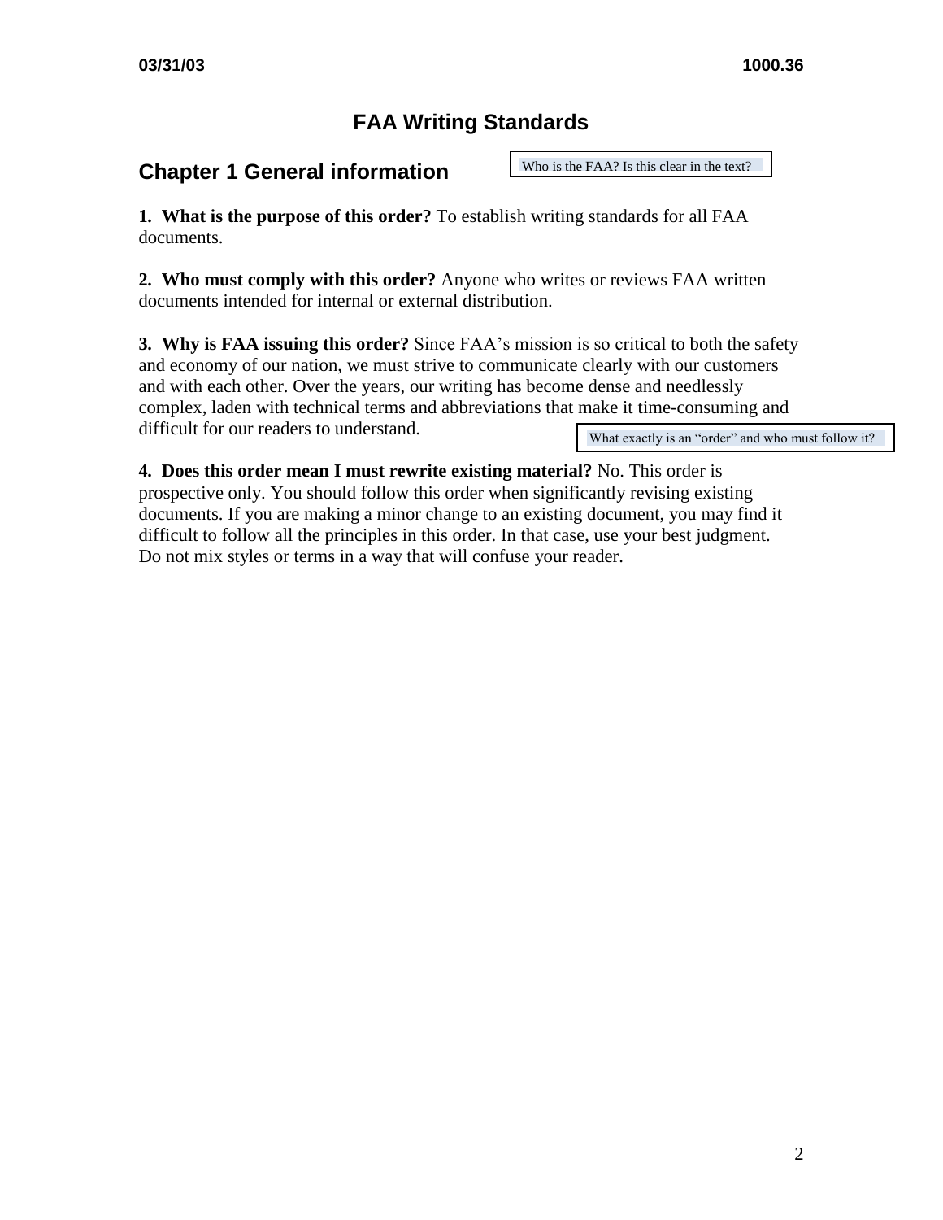# FAA Writing Standards

## Chapter 1 General information

Who is the FAA? Is this clear in the text?

**1. What is the purpose of this order?** To establish writing standards for all FAA documents.

**2. Who must comply with this order?** Anyone who writes or reviews FAA written documents intended for internal or external distribution.

**3. Why is FAA issuing this order?** Since FAA's mission is so critical to both the safety and economy of our nation, we must strive to communicate clearly with our customers and with each other. Over the years, our writing has become dense and needlessly complex, laden with technical terms and abbreviations that make it time-consuming and difficult for our readers to understand.

What exactly is an "order" and who must follow it?

**4. Does this order mean I must rewrite existing material?** No. This order is prospective only. You should follow this order when significantly revising existing documents. If you are making a minor change to an existing document, you may find it difficult to follow all the principles in this order. In that case, use your best judgment. Do not mix styles or terms in a way that will confuse your reader.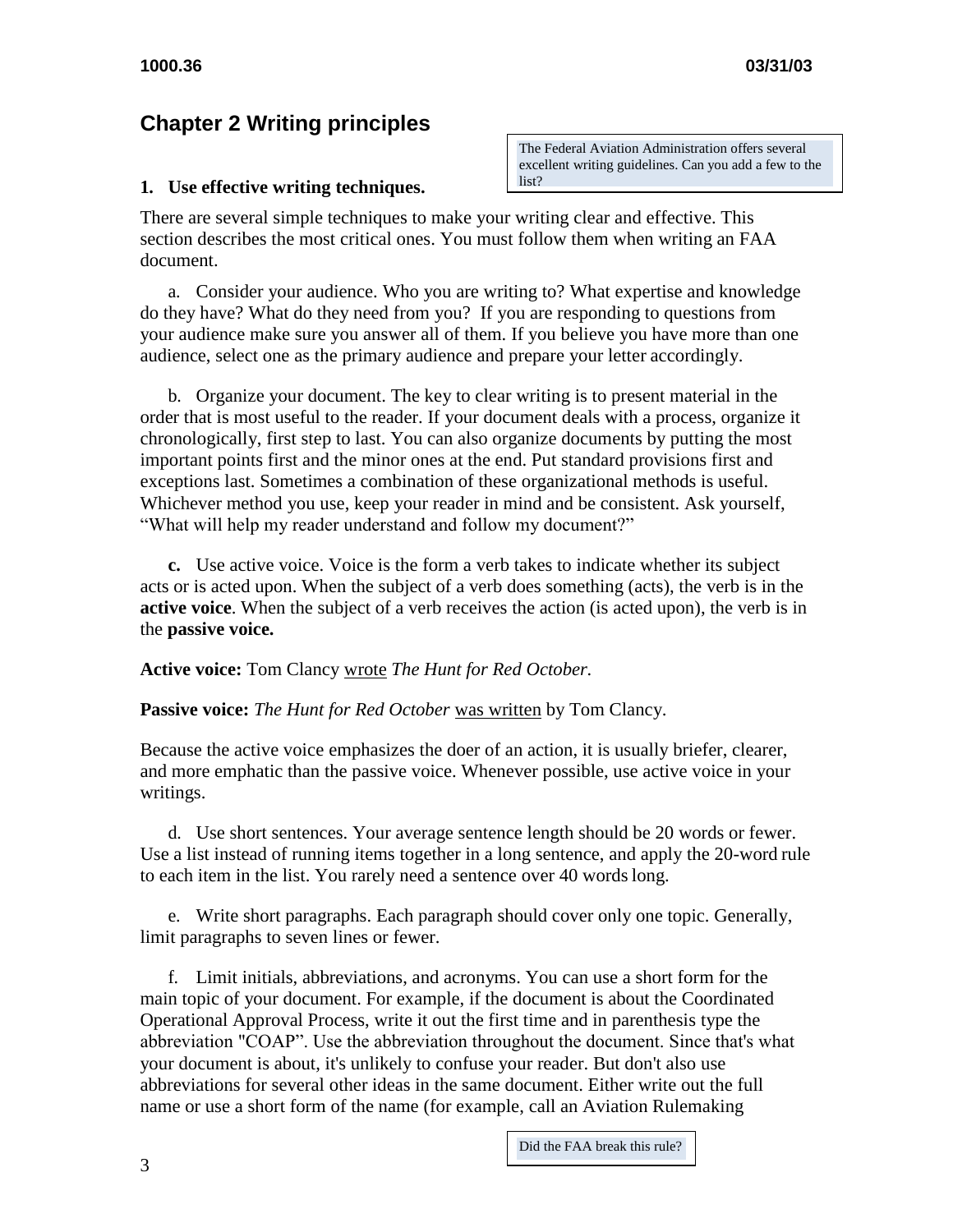# Chapter 2 Writing principles

The Federal Aviation Administration offers several excellent writing guidelines. Can you add a few to the list?

**1. Use effective writing techniques.**

There are several simple techniques to make your writing clear and effective. This section describes the most critical ones. You must follow them when writing an FAA document.

a. Consider your audience. Who you are writing to? What expertise and knowledge do they have? What do they need from you? If you are responding to questions from your audience make sure you answer all of them. If you believe you have more than one audience, select one as the primary audience and prepare your letter accordingly.

b. Organize your document. The key to clear writing is to present material in the order that is most useful to the reader. If your document deals with a process, organize it chronologically, first step to last. You can also organize documents by putting the most important points first and the minor ones at the end. Put standard provisions first and exceptions last. Sometimes a combination of these organizational methods is useful. Whichever method you use, keep your reader in mind and be consistent. Ask yourself, "What will help my reader understand and follow my document?"

**c.** Use active voice. Voice is the form a verb takes to indicate whether its subject acts or is acted upon. When the subject of a verb does something (acts), the verb is in the **active voice**. When the subject of a verb receives the action (is acted upon), the verb is in the **passive voice.**

**Active voice:** Tom Clancy <u>wrote</u> *The Hunt for Red October.*

**Passive voice:** *The Hunt for Red October* <u>was written</u> by Tom Clancy.

Because the active voice emphasizes the doer of an action, it is usually briefer, clearer, and more emphatic than the passive voice. Whenever possible, use active voice in your writings.

d. Use short sentences. Your average sentence length should be 20 words or fewer. Use a list instead of running items together in a long sentence, and apply the 20-word rule to each item in the list. You rarely need a sentence over 40 words long.

e. Write short paragraphs. Each paragraph should cover only one topic. Generally, limit paragraphs to seven lines or fewer.

f. Limit initials, abbreviations, and acronyms. You can use a short form for the main topic of your document. For example, if the document is about the Coordinated Operational Approval Process, write it out the first time and in parenthesis type the abbreviation "COAP". Use the abbreviation throughout the document. Since that's what your document is about, it's unlikely to confuse your reader. But don't also use abbreviations for several other ideas in the same document. Either write out the full name or use a short form of the name (for example, call an Aviation Rulemaking

Did the FAA break this rule?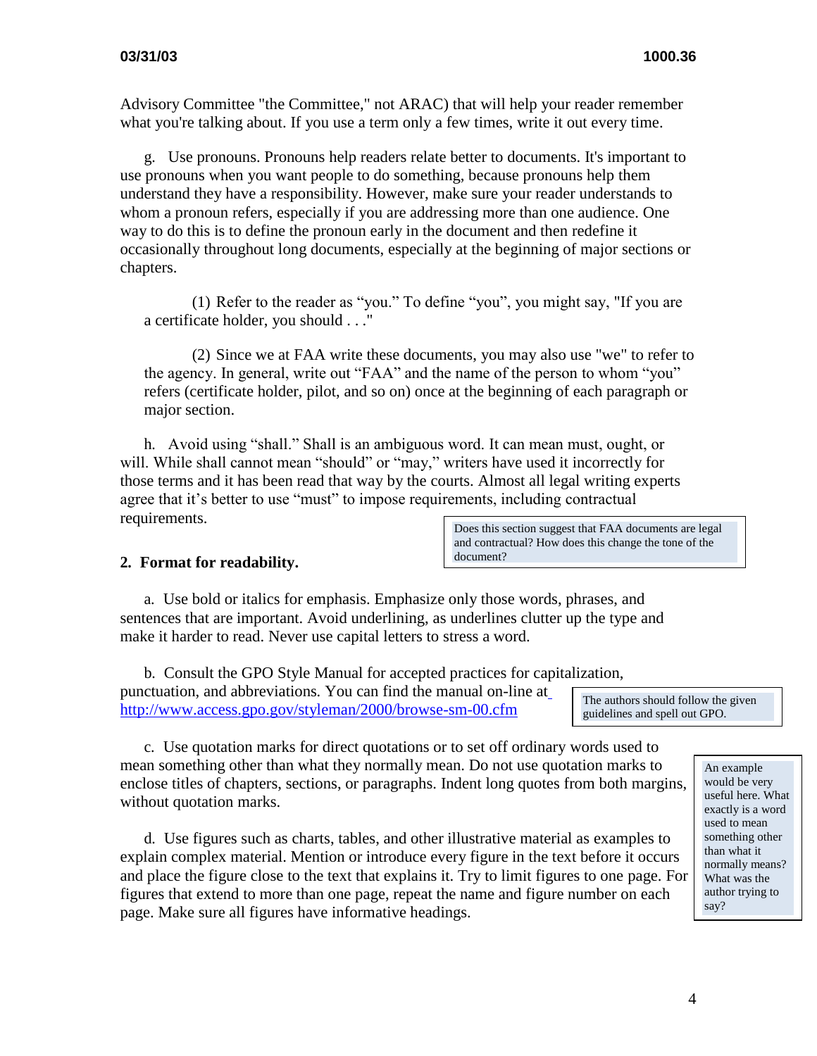Advisory Committee "the Committee," not ARAC) that will help your reader remember what you're talking about. If you use a term only a few times, write it out every time.

g. Use pronouns. Pronouns help readers relate better to documents. It's important to use pronouns when you want people to do something, because pronouns help them understand they have a responsibility. However, make sure your reader understands to whom a pronoun refers, especially if you are addressing more than one audience. One way to do this is to define the pronoun early in the document and then redefine it occasionally throughout long documents, especially at the beginning of major sections or chapters.

(1) Refer to the reader as "you." To define "you", you might say, "If you are a certificate holder, you should . . ."

(2) Since we at FAA write these documents, you may also use "we" to refer to the agency. In general, write out "FAA" and the name of the person to whom "you" refers (certificate holder, pilot, and so on) once at the beginning of each paragraph or major section.

h. Avoid using "shall." Shall is an ambiguous word. It can mean must, ought, or will. While shall cannot mean "should" or "may," writers have used it incorrectly for those terms and it has been read that way by the courts. Almost all legal writing experts agree that it's better to use "must" to impose requirements, including contractual requirements.

> Does this section suggest that FAA documents are legal and contractual? How does this change the tone of the document?

## 2. Format for readability.

a. Use bold or italics for emphasis. Emphasize only those words, phrases, and sentences that are important. Avoid underlining, as underlines clutter up the type and make it harder to read. Never use capital letters to stress a word.

b. Consult the GPO Style Manual for accepted practices for capitalization, punctuation, and abbreviations. You can find the manual on-line at http://www.access.gpo.gov/styleman/2000/browse-sm-00.cfm

> The authors should follow the given guidelines and spell out GPO.

c. Use quotation marks for direct quotations or to set off ordinary words used to mean something other than what they normally mean. Do not use quotation marks to enclose titles of chapters, sections, or paragraphs. Indent long quotes from both margins, without quotation marks.

> An example would be very useful here. What exactly is a word used to mean something other than what it normally means? What was the author trying to say?

d. Use figures such as charts, tables, and other illustrative material as examples to explain complex material. Mention or introduce every figure in the text before it occurs and place the figure close to the text that explains it. Try to limit figures to one page. For figures that extend to more than one page, repeat the name and figure number on each page. Make sure all figures have informative headings.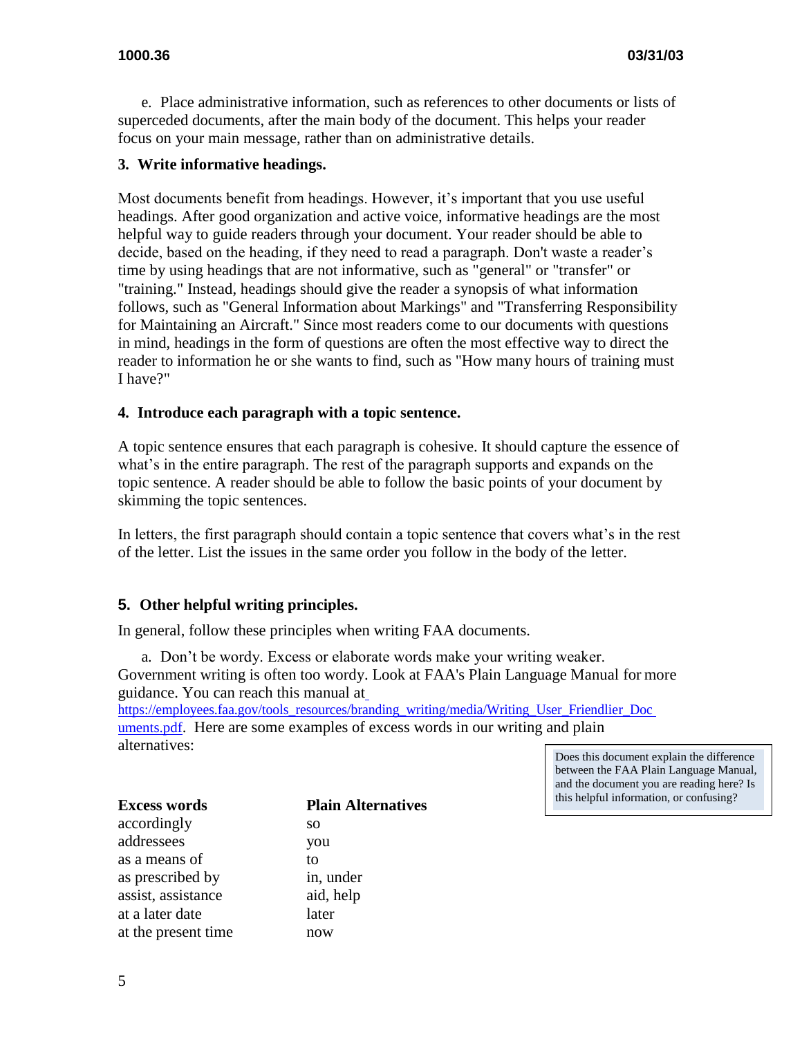e. Place administrative information, such as references to other documents or lists of superceded documents, after the main body of the document. This helps your reader focus on your main message, rather than on administrative details.

### 3. Write informative headings.

Most documents benefit from headings. However, it's important that you use useful headings. After good organization and active voice, informative headings are the most helpful way to guide readers through your document. Your reader should be able to decide, based on the heading, if they need to read a paragraph. Don't waste a reader's time by using headings that are not informative, such as "general" or "transfer" or "training." Instead, headings should give the reader a synopsis of what information follows, such as "General Information about Markings" and "Transferring Responsibility for Maintaining an Aircraft." Since most readers come to our documents with questions in mind, headings in the form of questions are often the most effective way to direct the reader to information he or she wants to find, such as "How many hours of training must I have?"

### 4. Introduce each paragraph with a topic sentence.

A topic sentence ensures that each paragraph is cohesive. It should capture the essence of what's in the entire paragraph. The rest of the paragraph supports and expands on the topic sentence. A reader should be able to follow the basic points of your document by skimming the topic sentences.

In letters, the first paragraph should contain a topic sentence that covers what's in the rest of the letter. List the issues in the same order you follow in the body of the letter.

### 5. Other helpful writing principles.

In general, follow these principles when writing FAA documents.

a. Don't be wordy. Excess or elaborate words make your writing weaker. Government writing is often too wordy. Look at FAA's Plain Language Manual for more guidance. You can reach this manual at https://employees.faa.gov/tools_resources/branding_writing/media/Writing_User_Friendlier_Documents.pdf. Here are some examples of excess words in our writing and plain alternatives:

> Does this document explain the difference between the FAA Plain Language Manual, and the document you are reading here? Is this helpful information, or confusing?

| Excess words | Plain Alternatives |
|---|---|
| accordingly | so |
| addressees | you |
| as a means of | to |
| as prescribed by | in, under |
| assist, assistance | aid, help |
| at a later date | later |
| at the present time | now |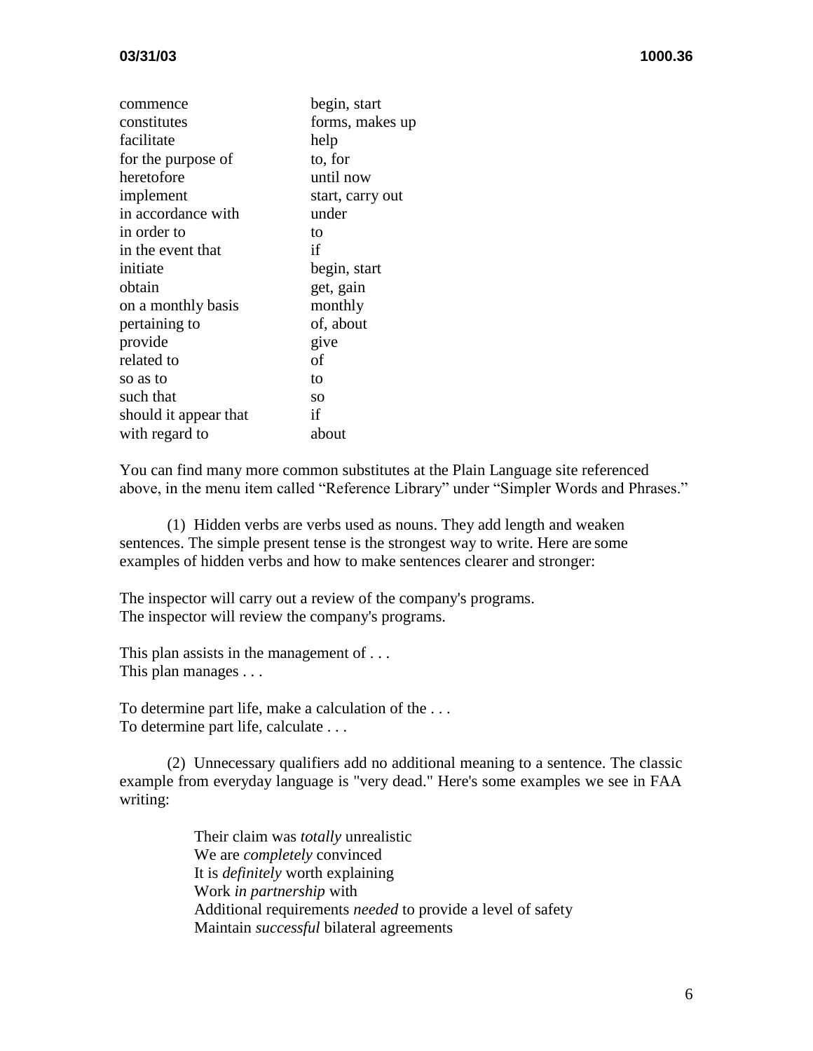| | |
|---|---|
| commence | begin, start |
| constitutes | forms, makes up |
| facilitate | help |
| for the purpose of | to, for |
| heretofore | until now |
| implement | start, carry out |
| in accordance with | under |
| in order to | to |
| in the event that | if |
| initiate | begin, start |
| obtain | get, gain |
| on a monthly basis | monthly |
| pertaining to | of, about |
| provide | give |
| related to | of |
| so as to | to |
| such that | so |
| should it appear that | if |
| with regard to | about |

You can find many more common substitutes at the Plain Language site referenced above, in the menu item called "Reference Library" under "Simpler Words and Phrases."

(1) Hidden verbs are verbs used as nouns. They add length and weaken sentences. The simple present tense is the strongest way to write. Here are some examples of hidden verbs and how to make sentences clearer and stronger:

The inspector will carry out a review of the company's programs.
The inspector will review the company's programs.

This plan assists in the management of . . .
This plan manages . . .

To determine part life, make a calculation of the . . .
To determine part life, calculate . . .

(2) Unnecessary qualifiers add no additional meaning to a sentence. The classic example from everyday language is "very dead." Here's some examples we see in FAA writing:

> Their claim was *totally* unrealistic
> We are *completely* convinced
> It is *definitely* worth explaining
> Work *in partnership* with
> Additional requirements *needed* to provide a level of safety
> Maintain *successful* bilateral agreements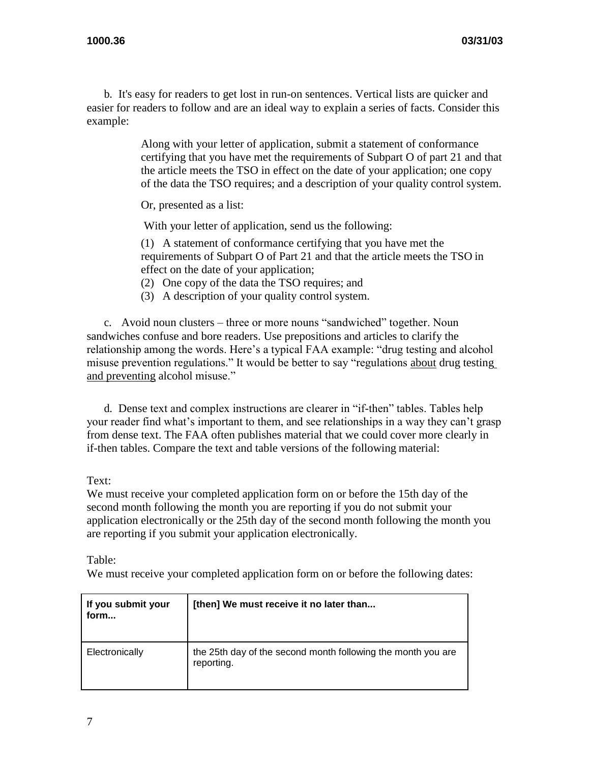b. It's easy for readers to get lost in run-on sentences. Vertical lists are quicker and easier for readers to follow and are an ideal way to explain a series of facts. Consider this example:

> Along with your letter of application, submit a statement of conformance certifying that you have met the requirements of Subpart O of part 21 and that the article meets the TSO in effect on the date of your application; one copy of the data the TSO requires; and a description of your quality control system.
>
> Or, presented as a list:
>
> With your letter of application, send us the following:
>
> (1) A statement of conformance certifying that you have met the requirements of Subpart O of Part 21 and that the article meets the TSO in effect on the date of your application;
> (2) One copy of the data the TSO requires; and
> (3) A description of your quality control system.

c. Avoid noun clusters – three or more nouns "sandwiched" together. Noun sandwiches confuse and bore readers. Use prepositions and articles to clarify the relationship among the words. Here's a typical FAA example: "drug testing and alcohol misuse prevention regulations." It would be better to say "regulations <u>about</u> drug testing <u>and preventing</u> alcohol misuse."

d. Dense text and complex instructions are clearer in "if-then" tables. Tables help your reader find what's important to them, and see relationships in a way they can't grasp from dense text. The FAA often publishes material that we could cover more clearly in if-then tables. Compare the text and table versions of the following material:

Text:
We must receive your completed application form on or before the 15th day of the second month following the month you are reporting if you do not submit your application electronically or the 25th day of the second month following the month you are reporting if you submit your application electronically.

Table:
We must receive your completed application form on or before the following dates:

| If you submit your form... | [then] We must receive it no later than... |
|---|---|
| Electronically | the 25th day of the second month following the month you are reporting. |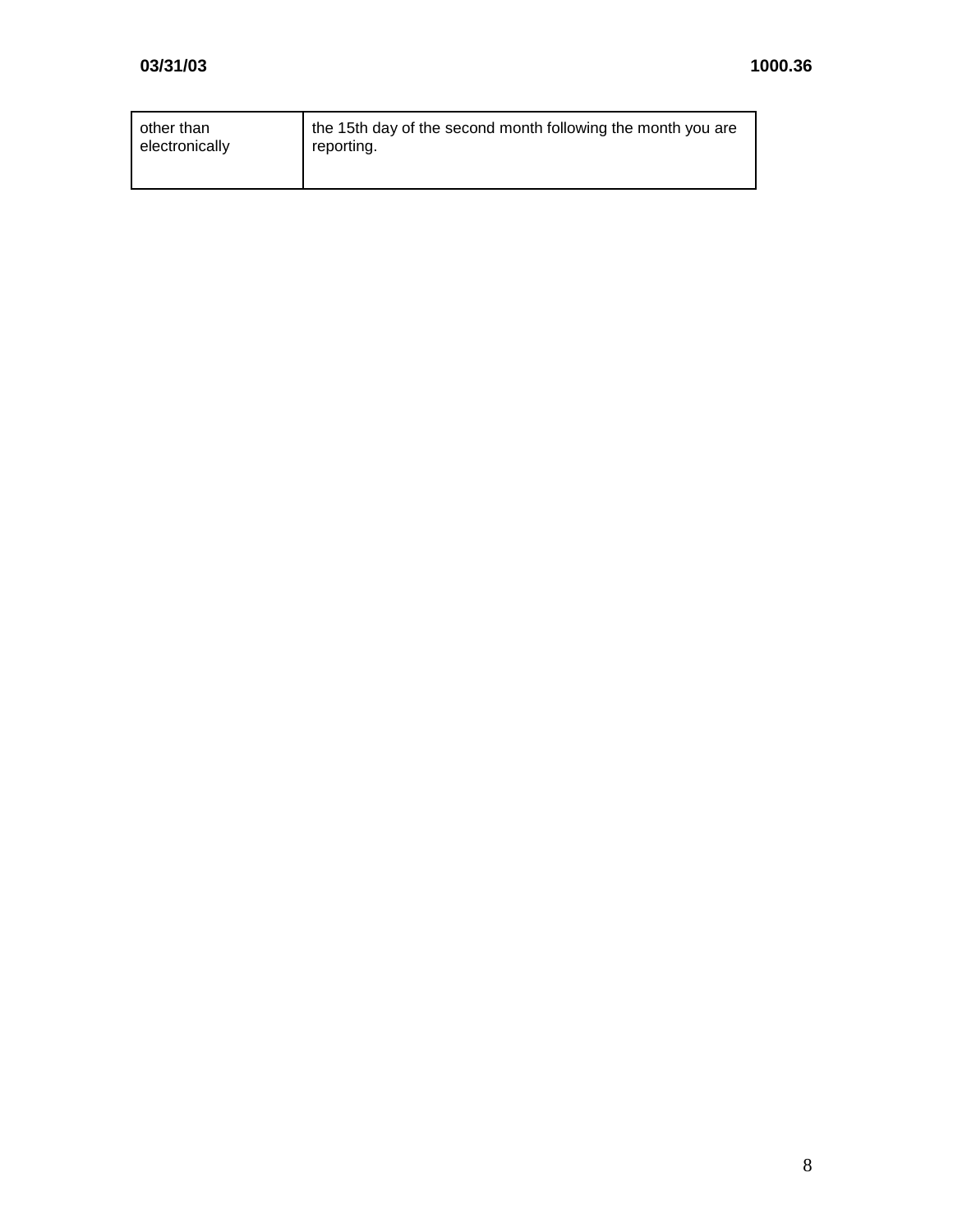| other than electronically | the 15th day of the second month following the month you are reporting. |
|---|---|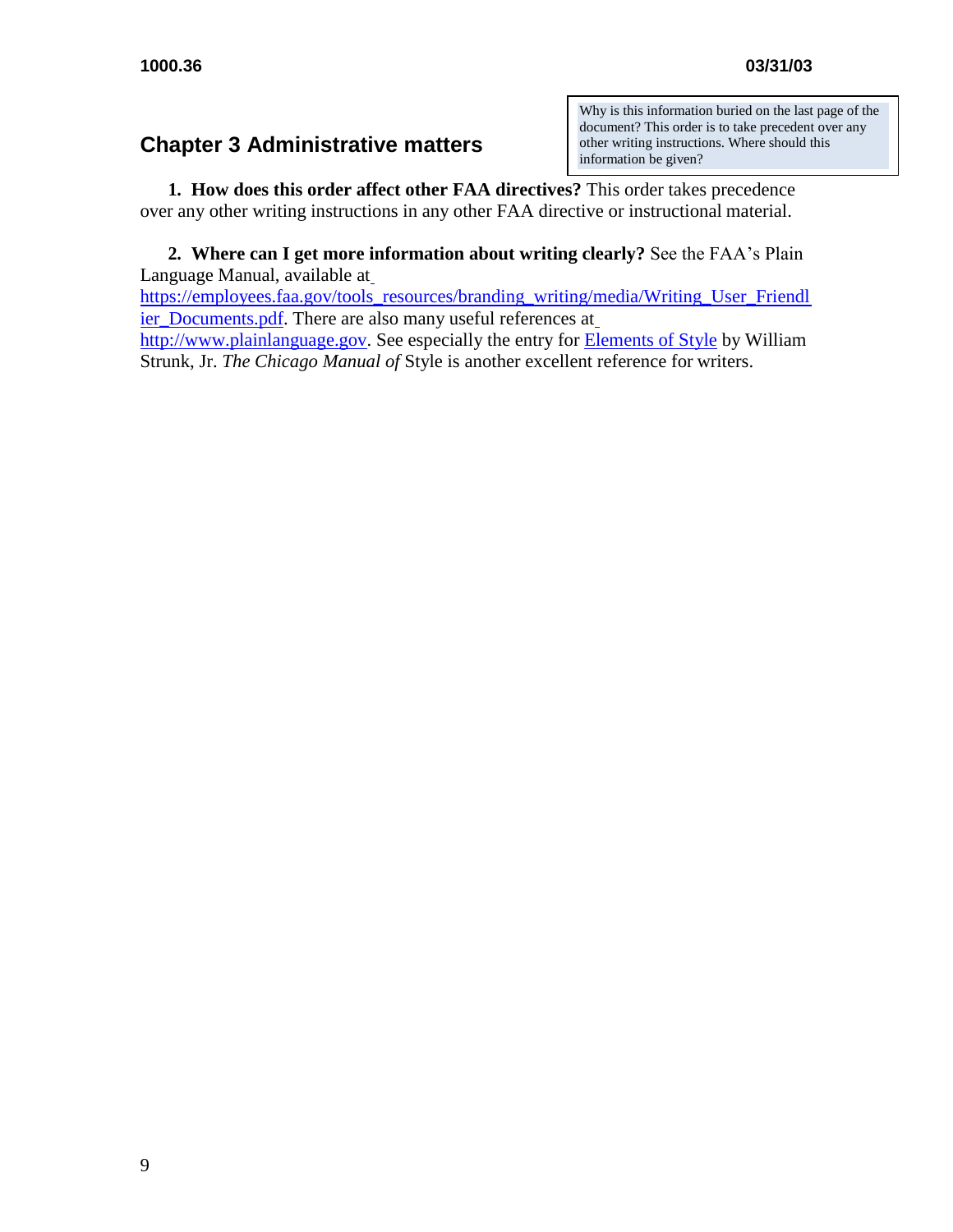## Chapter 3 Administrative matters

Why is this information buried on the last page of the document? This order is to take precedent over any other writing instructions. Where should this information be given?

**1. How does this order affect other FAA directives?** This order takes precedence over any other writing instructions in any other FAA directive or instructional material.

**2. Where can I get more information about writing clearly?** See the FAA's Plain Language Manual, available at https://employees.faa.gov/tools_resources/branding_writing/media/Writing_User_Friendlier_Documents.pdf. There are also many useful references at http://www.plainlanguage.gov. See especially the entry for Elements of Style by William Strunk, Jr. *The Chicago Manual of* Style is another excellent reference for writers.